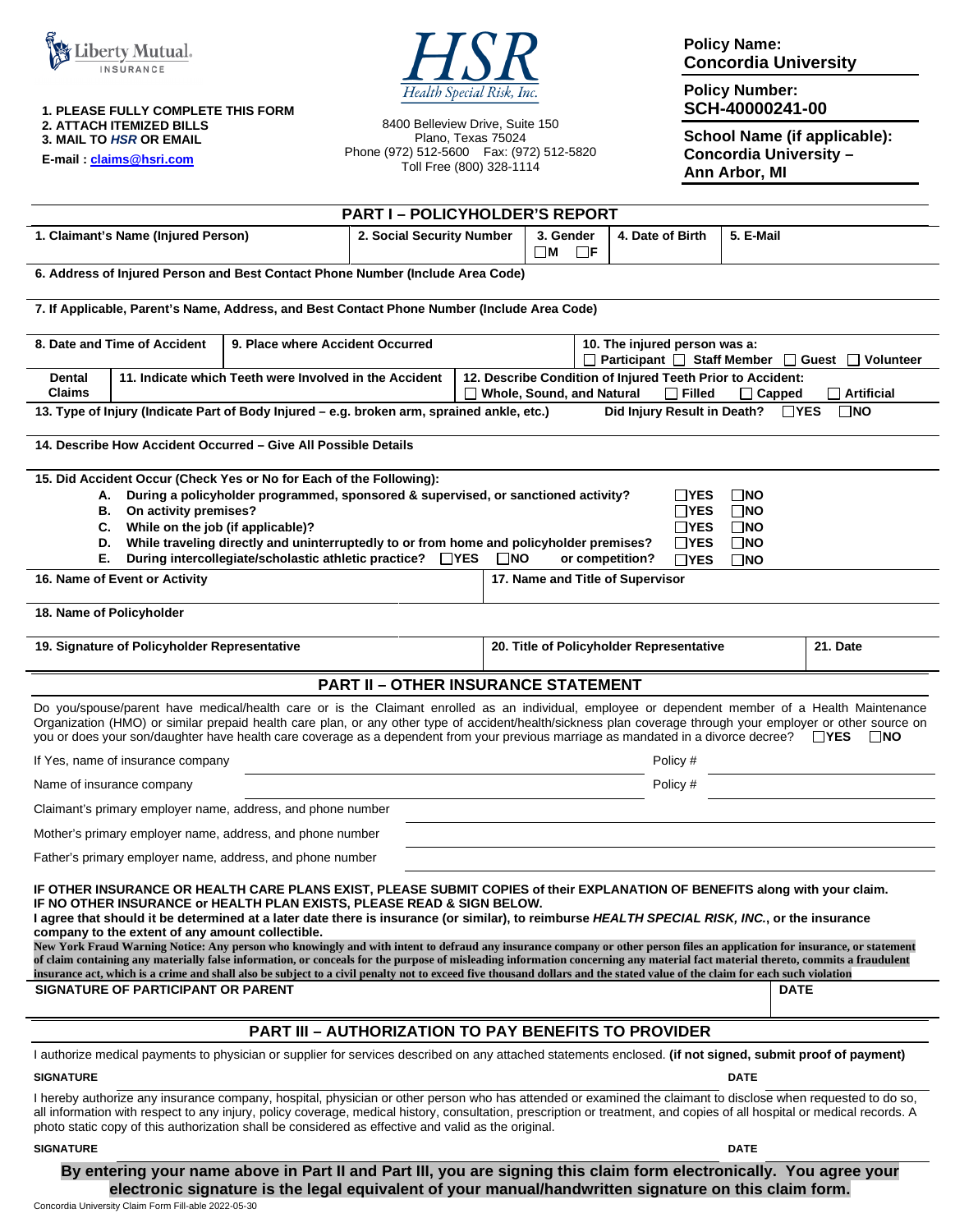Liberty Mutual INSURANCE

**HSR** *Health Special Risk, Inc.*

8400 Belleview Drive, Suite 150
Plano, Texas 75024
Phone (972) 512-5600 Fax: (972) 512-5820
Toll Free (800) 328-1114

**1. PLEASE FULLY COMPLETE THIS FORM**
**2. ATTACH ITEMIZED BILLS**
**3. MAIL TO *HSR* OR EMAIL**
**E-mail : claims@hsri.com**

**Policy Name:**
**Concordia University**

**Policy Number:**
**SCH-40000241-00**

**School Name (if applicable):**
**Concordia University – Ann Arbor, MI**

## PART I – POLICYHOLDER'S REPORT

| 1. Claimant's Name (Injured Person) | 2. Social Security Number | 3. Gender ☐M ☐F | 4. Date of Birth | 5. E-Mail |
|---|---|---|---|---|
| | | | | |

**6. Address of Injured Person and Best Contact Phone Number (Include Area Code)**

**7. If Applicable, Parent's Name, Address, and Best Contact Phone Number (Include Area Code)**

| 8. Date and Time of Accident | 9. Place where Accident Occurred | 10. The injured person was a: ☐ Participant ☐ Staff Member ☐ Guest ☐ Volunteer |
|---|---|---|
| | | |

| Dental Claims | 11. Indicate which Teeth were Involved in the Accident | 12. Describe Condition of Injured Teeth Prior to Accident: ☐ Whole, Sound, and Natural ☐ Filled ☐ Capped ☐ Artificial |
|---|---|---|
| | | |

**13. Type of Injury (Indicate Part of Body Injured – e.g. broken arm, sprained ankle, etc.)** **Did Injury Result in Death?** ☐YES ☐NO

**14. Describe How Accident Occurred – Give All Possible Details**

**15. Did Accident Occur (Check Yes or No for Each of the Following):**

- **A. During a policyholder programmed, sponsored & supervised, or sanctioned activity?** ☐YES ☐NO
- **B. On activity premises?** ☐YES ☐NO
- **C. While on the job (if applicable)?** ☐YES ☐NO
- **D. While traveling directly and uninterruptedly to or from home and policyholder premises?** ☐YES ☐NO
- **E. During intercollegiate/scholastic athletic practice?** ☐YES ☐NO **or competition?** ☐YES ☐NO

| 16. Name of Event or Activity | 17. Name and Title of Supervisor |
|---|---|
| | |

**18. Name of Policyholder**

| 19. Signature of Policyholder Representative | 20. Title of Policyholder Representative | 21. Date |
|---|---|---|
| | | |

## PART II – OTHER INSURANCE STATEMENT

Do you/spouse/parent have medical/health care or is the Claimant enrolled as an individual, employee or dependent member of a Health Maintenance Organization (HMO) or similar prepaid health care plan, or any other type of accident/health/sickness plan coverage through your employer or other source on you or does your son/daughter have health care coverage as a dependent from your previous marriage as mandated in a divorce decree? ☐YES ☐NO

If Yes, name of insurance company ____________________ Policy # __________

Name of insurance company ____________________ Policy # __________

Claimant's primary employer name, address, and phone number ____________________

Mother's primary employer name, address, and phone number ____________________

Father's primary employer name, address, and phone number ____________________

**IF OTHER INSURANCE OR HEALTH CARE PLANS EXIST, PLEASE SUBMIT COPIES of their EXPLANATION OF BENEFITS along with your claim.**
**IF NO OTHER INSURANCE or HEALTH PLAN EXISTS, PLEASE READ & SIGN BELOW.**
**I agree that should it be determined at a later date there is insurance (or similar), to reimburse *HEALTH SPECIAL RISK, INC.*, or the insurance company to the extent of any amount collectible.**

**New York Fraud Warning Notice: Any person who knowingly and with intent to defraud any insurance company or other person files an application for insurance, or statement of claim containing any materially false information, or conceals for the purpose of misleading information concerning any material fact material thereto, commits a fraudulent insurance act, which is a crime and shall also be subject to a civil penalty not to exceed five thousand dollars and the stated value of the claim for each such violation**

| SIGNATURE OF PARTICIPANT OR PARENT | DATE |
|---|---|
| | |

## PART III – AUTHORIZATION TO PAY BENEFITS TO PROVIDER

I authorize medical payments to physician or supplier for services described on any attached statements enclosed. **(if not signed, submit proof of payment)**

**SIGNATURE** ____________________ **DATE** __________

I hereby authorize any insurance company, hospital, physician or other person who has attended or examined the claimant to disclose when requested to do so, all information with respect to any injury, policy coverage, medical history, consultation, prescription or treatment, and copies of all hospital or medical records. A photo static copy of this authorization shall be considered as effective and valid as the original.

**SIGNATURE** ____________________ **DATE** __________

**By entering your name above in Part II and Part III, you are signing this claim form electronically. You agree your electronic signature is the legal equivalent of your manual/handwritten signature on this claim form.**

Concordia University Claim Form Fill-able 2022-05-30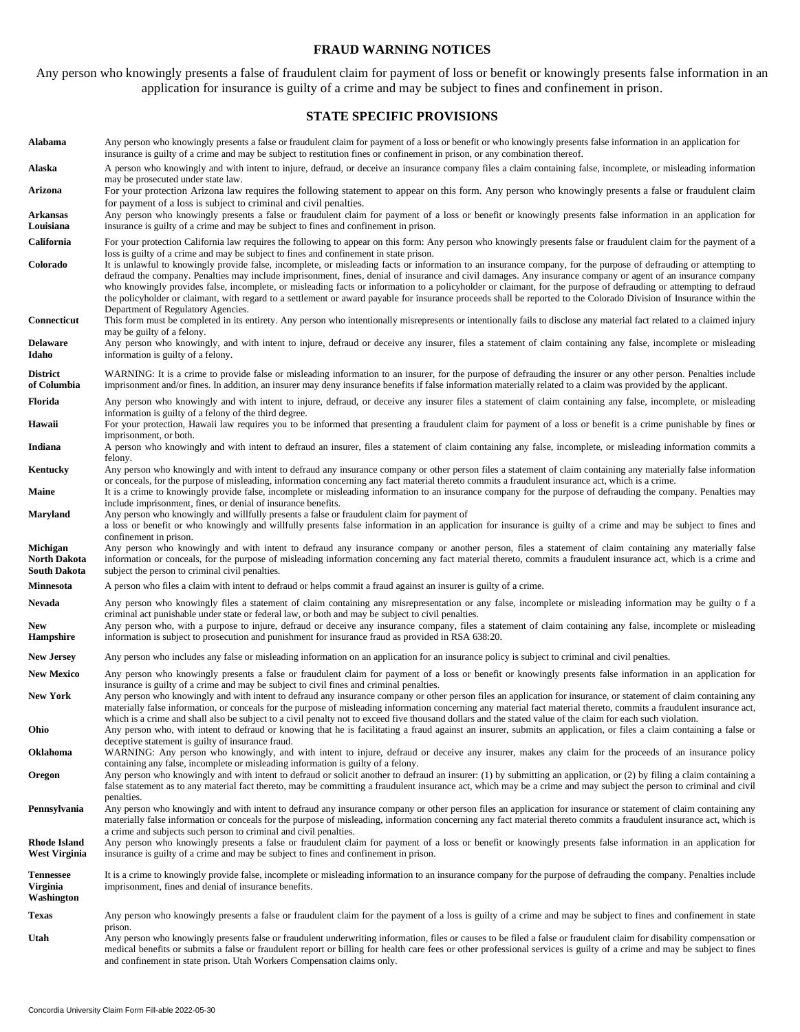## FRAUD WARNING NOTICES

Any person who knowingly presents a false of fraudulent claim for payment of loss or benefit or knowingly presents false information in an application for insurance is guilty of a crime and may be subject to fines and confinement in prison.

## STATE SPECIFIC PROVISIONS

| | |
|---|---|
| **Alabama** | Any person who knowingly presents a false or fraudulent claim for payment of a loss or benefit or who knowingly presents false information in an application for insurance is guilty of a crime and may be subject to restitution fines or confinement in prison, or any combination thereof. |
| **Alaska** | A person who knowingly and with intent to injure, defraud, or deceive an insurance company files a claim containing false, incomplete, or misleading information may be prosecuted under state law. |
| **Arizona** | For your protection Arizona law requires the following statement to appear on this form. Any person who knowingly presents a false or fraudulent claim for payment of a loss is subject to criminal and civil penalties. |
| **Arkansas Louisiana** | Any person who knowingly presents a false or fraudulent claim for payment of a loss or benefit or knowingly presents false information in an application for insurance is guilty of a crime and may be subject to fines and confinement in prison. |
| **California** | For your protection California law requires the following to appear on this form: Any person who knowingly presents false or fraudulent claim for the payment of a loss is guilty of a crime and may be subject to fines and confinement in state prison. |
| **Colorado** | It is unlawful to knowingly provide false, incomplete, or misleading facts or information to an insurance company, for the purpose of defrauding or attempting to defraud the company. Penalties may include imprisonment, fines, denial of insurance and civil damages. Any insurance company or agent of an insurance company who knowingly provides false, incomplete, or misleading facts or information to a policyholder or claimant, for the purpose of defrauding or attempting to defraud the policyholder or claimant, with regard to a settlement or award payable for insurance proceeds shall be reported to the Colorado Division of Insurance within the Department of Regulatory Agencies. |
| **Connecticut** | This form must be completed in its entirety. Any person who intentionally misrepresents or intentionally fails to disclose any material fact related to a claimed injury may be guilty of a felony. |
| **Delaware Idaho** | Any person who knowingly, and with intent to injure, defraud or deceive any insurer, files a statement of claim containing any false, incomplete or misleading information is guilty of a felony. |
| **District of Columbia** | WARNING: It is a crime to provide false or misleading information to an insurer, for the purpose of defrauding the insurer or any other person. Penalties include imprisonment and/or fines. In addition, an insurer may deny insurance benefits if false information materially related to a claim was provided by the applicant. |
| **Florida** | Any person who knowingly and with intent to injure, defraud, or deceive any insurer files a statement of claim containing any false, incomplete, or misleading information is guilty of a felony of the third degree. |
| **Hawaii** | For your protection, Hawaii law requires you to be informed that presenting a fraudulent claim for payment of a loss or benefit is a crime punishable by fines or imprisonment, or both. |
| **Indiana** | A person who knowingly and with intent to defraud an insurer, files a statement of claim containing any false, incomplete, or misleading information commits a felony. |
| **Kentucky** | Any person who knowingly and with intent to defraud any insurance company or other person files a statement of claim containing any materially false information or conceals, for the purpose of misleading, information concerning any fact material thereto commits a fraudulent insurance act, which is a crime. |
| **Maine** | It is a crime to knowingly provide false, incomplete or misleading information to an insurance company for the purpose of defrauding the company. Penalties may include imprisonment, fines, or denial of insurance benefits. |
| **Maryland** | Any person who knowingly and willfully presents a false or fraudulent claim for payment of a loss or benefit or who knowingly and willfully presents false information in an application for insurance is guilty of a crime and may be subject to fines and confinement in prison. |
| **Michigan North Dakota South Dakota** | Any person who knowingly and with intent to defraud any insurance company or another person, files a statement of claim containing any materially false information or conceals, for the purpose of misleading information concerning any fact material thereto, commits a fraudulent insurance act, which is a crime and subject the person to criminal civil penalties. |
| **Minnesota** | A person who files a claim with intent to defraud or helps commit a fraud against an insurer is guilty of a crime. |
| **Nevada** | Any person who knowingly files a statement of claim containing any misrepresentation or any false, incomplete or misleading information may be guilty o f a criminal act punishable under state or federal law, or both and may be subject to civil penalties. |
| **New Hampshire** | Any person who, with a purpose to injure, defraud or deceive any insurance company, files a statement of claim containing any false, incomplete or misleading information is subject to prosecution and punishment for insurance fraud as provided in RSA 638:20. |
| **New Jersey** | Any person who includes any false or misleading information on an application for an insurance policy is subject to criminal and civil penalties. |
| **New Mexico** | Any person who knowingly presents a false or fraudulent claim for payment of a loss or benefit or knowingly presents false information in an application for insurance is guilty of a crime and may be subject to civil fines and criminal penalties. |
| **New York** | Any person who knowingly and with intent to defraud any insurance company or other person files an application for insurance, or statement of claim containing any materially false information, or conceals for the purpose of misleading information concerning any material fact material thereto, commits a fraudulent insurance act, which is a crime and shall also be subject to a civil penalty not to exceed five thousand dollars and the stated value of the claim for each such violation. |
| **Ohio** | Any person who, with intent to defraud or knowing that he is facilitating a fraud against an insurer, submits an application, or files a claim containing a false or deceptive statement is guilty of insurance fraud. |
| **Oklahoma** | WARNING: Any person who knowingly, and with intent to injure, defraud or deceive any insurer, makes any claim for the proceeds of an insurance policy containing any false, incomplete or misleading information is guilty of a felony. |
| **Oregon** | Any person who knowingly and with intent to defraud or solicit another to defraud an insurer: (1) by submitting an application, or (2) by filing a claim containing a false statement as to any material fact thereto, may be committing a fraudulent insurance act, which may be a crime and may subject the person to criminal and civil penalties. |
| **Pennsylvania** | Any person who knowingly and with intent to defraud any insurance company or other person files an application for insurance or statement of claim containing any materially false information or conceals for the purpose of misleading, information concerning any fact material thereto commits a fraudulent insurance act, which is a crime and subjects such person to criminal and civil penalties. |
| **Rhode Island West Virginia** | Any person who knowingly presents a false or fraudulent claim for payment of a loss or benefit or knowingly presents false information in an application for insurance is guilty of a crime and may be subject to fines and confinement in prison. |
| **Tennessee Virginia Washington** | It is a crime to knowingly provide false, incomplete or misleading information to an insurance company for the purpose of defrauding the company. Penalties include imprisonment, fines and denial of insurance benefits. |
| **Texas** | Any person who knowingly presents a false or fraudulent claim for the payment of a loss is guilty of a crime and may be subject to fines and confinement in state prison. |
| **Utah** | Any person who knowingly presents false or fraudulent underwriting information, files or causes to be filed a false or fraudulent claim for disability compensation or medical benefits or submits a false or fraudulent report or billing for health care fees or other professional services is guilty of a crime and may be subject to fines and confinement in state prison. Utah Workers Compensation claims only. |

Concordia University Claim Form Fill-able 2022-05-30